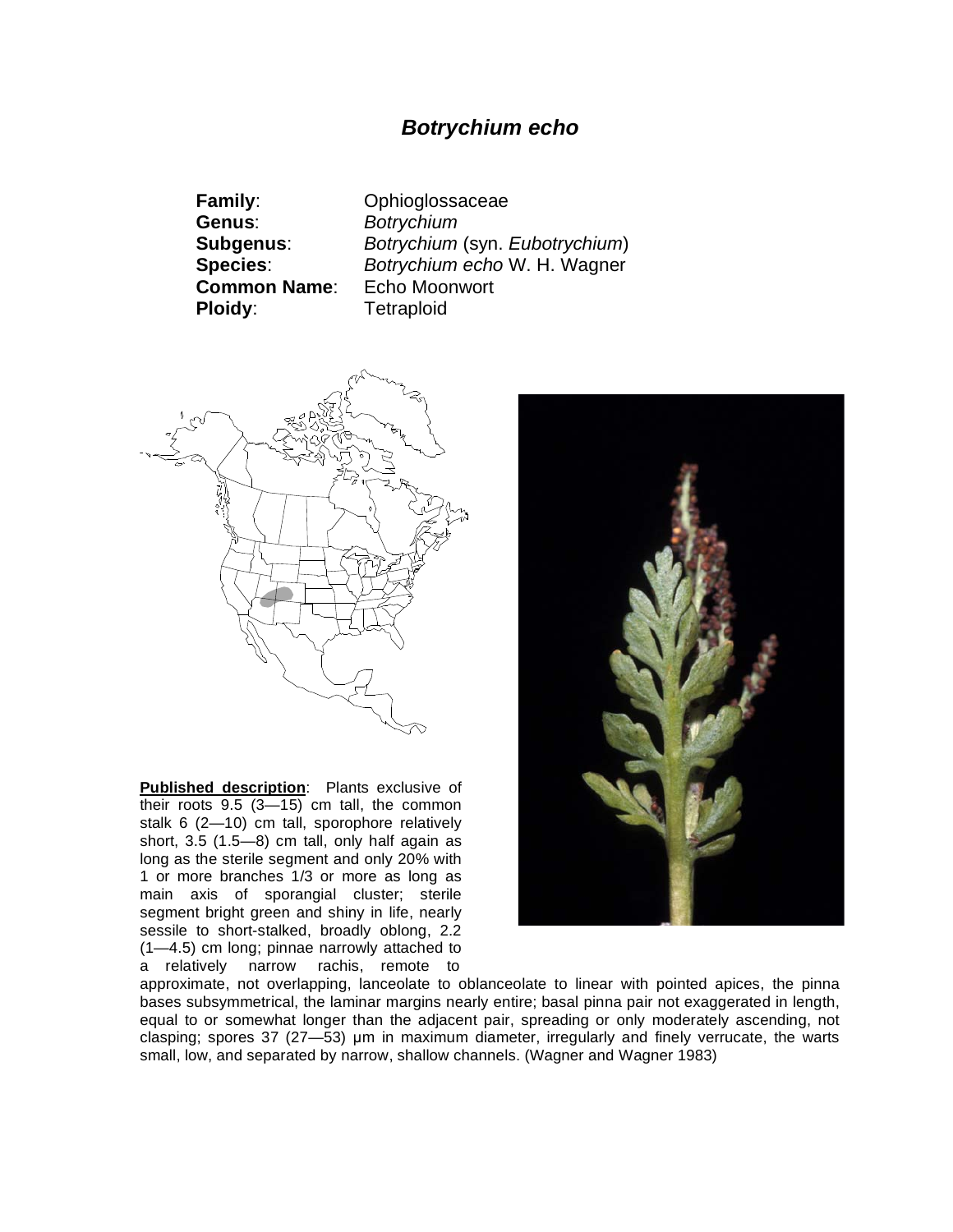# *Botrychium echo*

**Family**: Ophioglossaceae
**Genus**: *Botrychium*
**Subgenus**: *Botrychium* (syn. *Eubotrychium*)
**Species**: *Botrychium echo* W. H. Wagner
**Common Name**: Echo Moonwort
**Ploidy**: Tetraploid

**Published description**: Plants exclusive of their roots 9.5 (3—15) cm tall, the common stalk 6 (2—10) cm tall, sporophore relatively short, 3.5 (1.5—8) cm tall, only half again as long as the sterile segment and only 20% with 1 or more branches 1/3 or more as long as main axis of sporangial cluster; sterile segment bright green and shiny in life, nearly sessile to short-stalked, broadly oblong, 2.2 (1—4.5) cm long; pinnae narrowly attached to a relatively narrow rachis, remote to approximate, not overlapping, lanceolate to oblanceolate to linear with pointed apices, the pinna bases subsymmetrical, the laminar margins nearly entire; basal pinna pair not exaggerated in length, equal to or somewhat longer than the adjacent pair, spreading or only moderately ascending, not clasping; spores 37 (27—53) µm in maximum diameter, irregularly and finely verrucate, the warts small, low, and separated by narrow, shallow channels. (Wagner and Wagner 1983)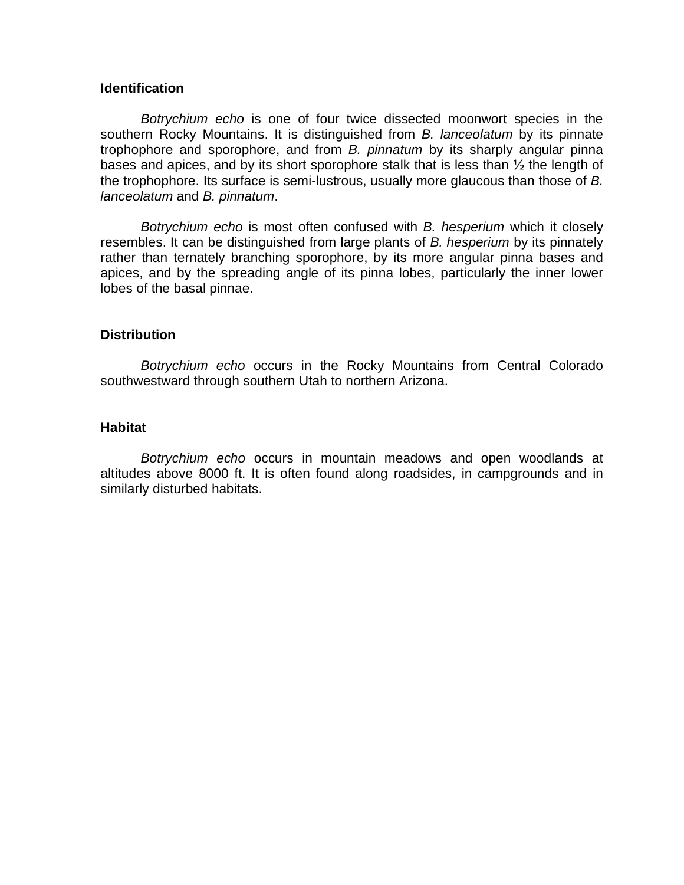## Identification

*Botrychium echo* is one of four twice dissected moonwort species in the southern Rocky Mountains. It is distinguished from *B. lanceolatum* by its pinnate trophophore and sporophore, and from *B. pinnatum* by its sharply angular pinna bases and apices, and by its short sporophore stalk that is less than ½ the length of the trophophore. Its surface is semi-lustrous, usually more glaucous than those of *B. lanceolatum* and *B. pinnatum*.

*Botrychium echo* is most often confused with *B. hesperium* which it closely resembles. It can be distinguished from large plants of *B. hesperium* by its pinnately rather than ternately branching sporophore, by its more angular pinna bases and apices, and by the spreading angle of its pinna lobes, particularly the inner lower lobes of the basal pinnae.

## Distribution

*Botrychium echo* occurs in the Rocky Mountains from Central Colorado southwestward through southern Utah to northern Arizona.

## Habitat

*Botrychium echo* occurs in mountain meadows and open woodlands at altitudes above 8000 ft. It is often found along roadsides, in campgrounds and in similarly disturbed habitats.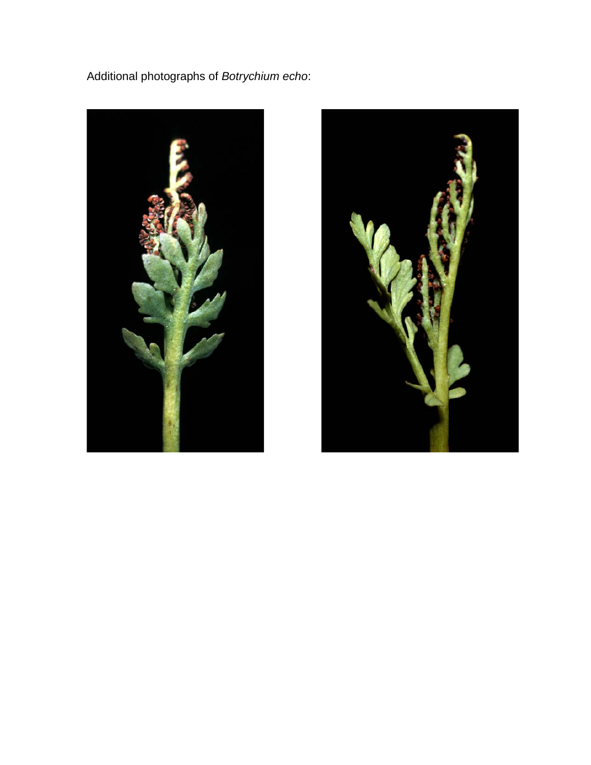Additional photographs of *Botrychium echo*: